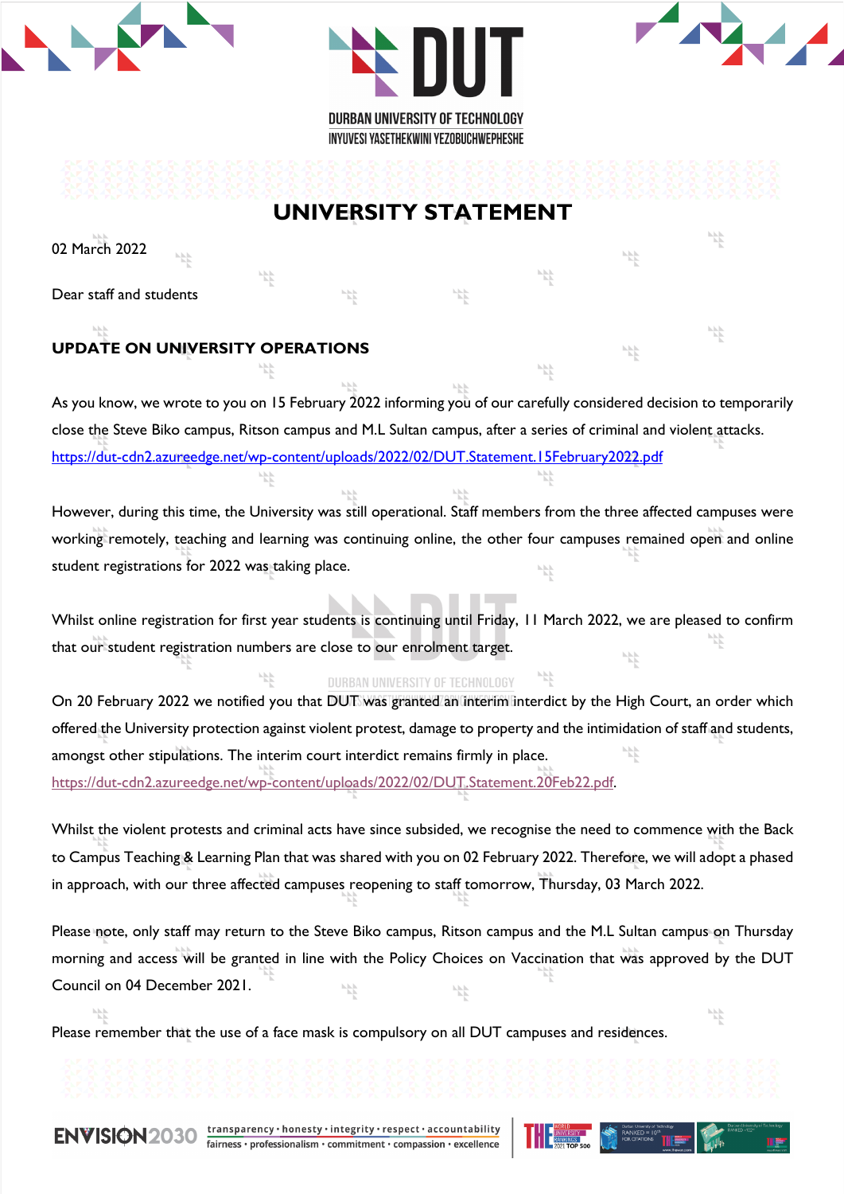DURBAN UNIVERSITY OF TECHNOLOGY
INYUVESI YASETHEKWINI YEZOBUCHWEPHESHE

# UNIVERSITY STATEMENT

02 March 2022

Dear staff and students

**UPDATE ON UNIVERSITY OPERATIONS**

As you know, we wrote to you on 15 February 2022 informing you of our carefully considered decision to temporarily close the Steve Biko campus, Ritson campus and M.L Sultan campus, after a series of criminal and violent attacks. https://dut-cdn2.azureedge.net/wp-content/uploads/2022/02/DUT.Statement.15February2022.pdf

However, during this time, the University was still operational. Staff members from the three affected campuses were working remotely, teaching and learning was continuing online, the other four campuses remained open and online student registrations for 2022 was taking place.

Whilst online registration for first year students is continuing until Friday, 11 March 2022, we are pleased to confirm that our student registration numbers are close to our enrolment target.

On 20 February 2022 we notified you that DUT was granted an interim interdict by the High Court, an order which offered the University protection against violent protest, damage to property and the intimidation of staff and students, amongst other stipulations. The interim court interdict remains firmly in place. https://dut-cdn2.azureedge.net/wp-content/uploads/2022/02/DUT.Statement.20Feb22.pdf.

Whilst the violent protests and criminal acts have since subsided, we recognise the need to commence with the Back to Campus Teaching & Learning Plan that was shared with you on 02 February 2022. Therefore, we will adopt a phased in approach, with our three affected campuses reopening to staff tomorrow, Thursday, 03 March 2022.

Please note, only staff may return to the Steve Biko campus, Ritson campus and the M.L Sultan campus on Thursday morning and access will be granted in line with the Policy Choices on Vaccination that was approved by the DUT Council on 04 December 2021.

Please remember that the use of a face mask is compulsory on all DUT campuses and residences.

ENVISION2030 transparency • honesty • integrity • respect • accountability
fairness • professionalism • commitment • compassion • excellence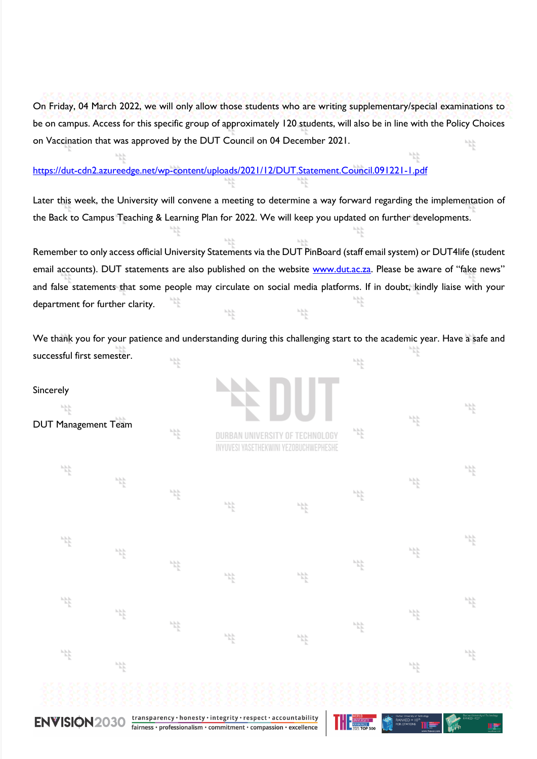On Friday, 04 March 2022, we will only allow those students who are writing supplementary/special examinations to be on campus. Access for this specific group of approximately 120 students, will also be in line with the Policy Choices on Vaccination that was approved by the DUT Council on 04 December 2021.

https://dut-cdn2.azureedge.net/wp-content/uploads/2021/12/DUT.Statement.Council.091221-1.pdf

Later this week, the University will convene a meeting to determine a way forward regarding the implementation of the Back to Campus Teaching & Learning Plan for 2022. We will keep you updated on further developments.

Remember to only access official University Statements via the DUT PinBoard (staff email system) or DUT4life (student email accounts). DUT statements are also published on the website www.dut.ac.za. Please be aware of "fake news" and false statements that some people may circulate on social media platforms. If in doubt, kindly liaise with your department for further clarity.

We thank you for your patience and understanding during this challenging start to the academic year. Have a safe and successful first semester.

Sincerely

DUT Management Team